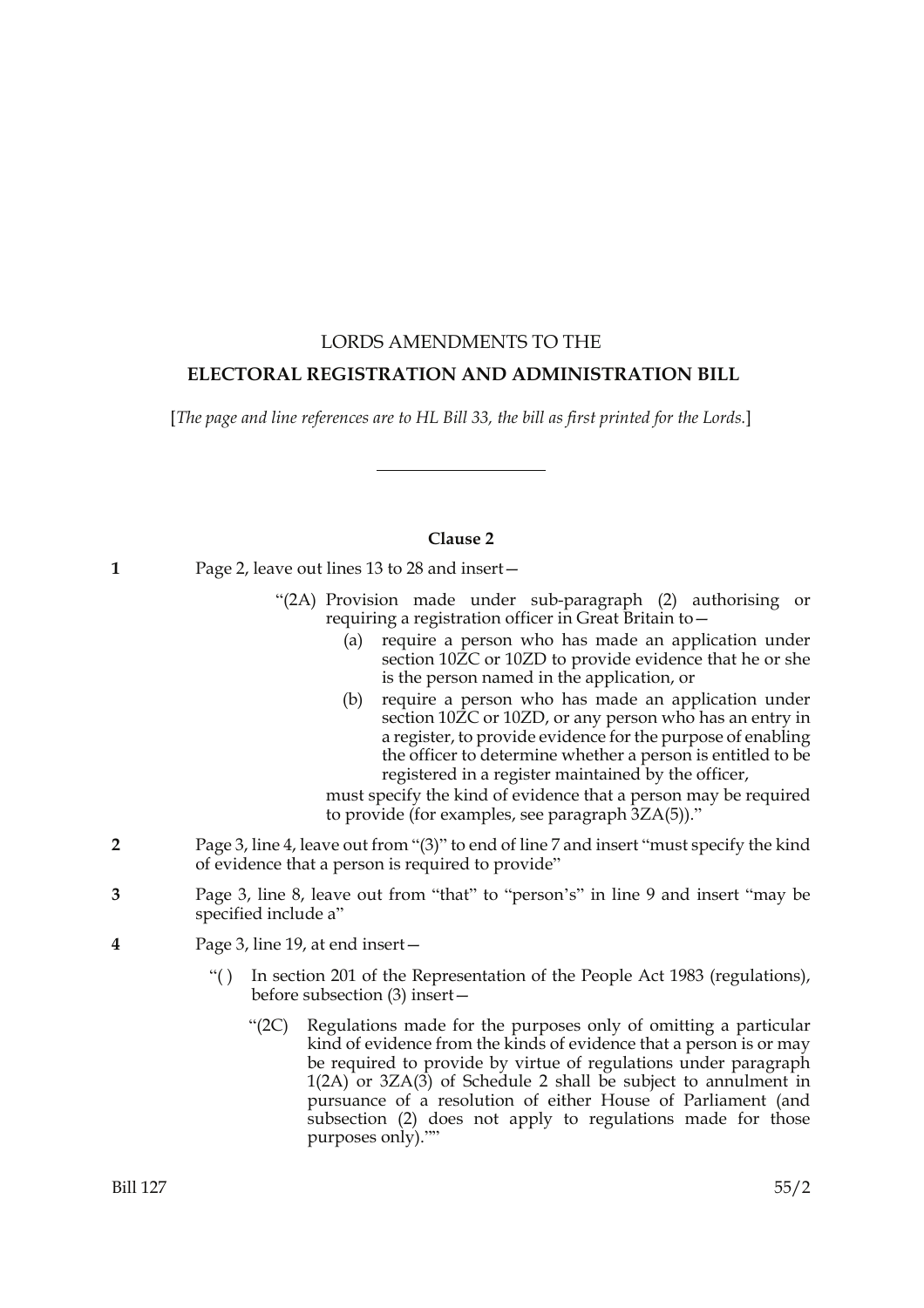# LORDS AMENDMENTS TO THE

# ELECTORAL REGISTRATION AND ADMINISTRATION BILL

[*The page and line references are to HL Bill 33, the bill as first printed for the Lords.*]

---

### Clause 2

**1** Page 2, leave out lines 13 to 28 and insert—

> "(2A) Provision made under sub-paragraph (2) authorising or requiring a registration officer in Great Britain to—
>
> (a) require a person who has made an application under section 10ZC or 10ZD to provide evidence that he or she is the person named in the application, or
>
> (b) require a person who has made an application under section 10ZC or 10ZD, or any person who has an entry in a register, to provide evidence for the purpose of enabling the officer to determine whether a person is entitled to be registered in a register maintained by the officer,
>
> must specify the kind of evidence that a person may be required to provide (for examples, see paragraph 3ZA(5))."

**2** Page 3, line 4, leave out from "(3)" to end of line 7 and insert "must specify the kind of evidence that a person is required to provide"

**3** Page 3, line 8, leave out from "that" to "person's" in line 9 and insert "may be specified include a"

**4** Page 3, line 19, at end insert—

> "( ) In section 201 of the Representation of the People Act 1983 (regulations), before subsection (3) insert—
>
> > "(2C) Regulations made for the purposes only of omitting a particular kind of evidence from the kinds of evidence that a person is or may be required to provide by virtue of regulations under paragraph 1(2A) or 3ZA(3) of Schedule 2 shall be subject to annulment in pursuance of a resolution of either House of Parliament (and subsection (2) does not apply to regulations made for those purposes only).""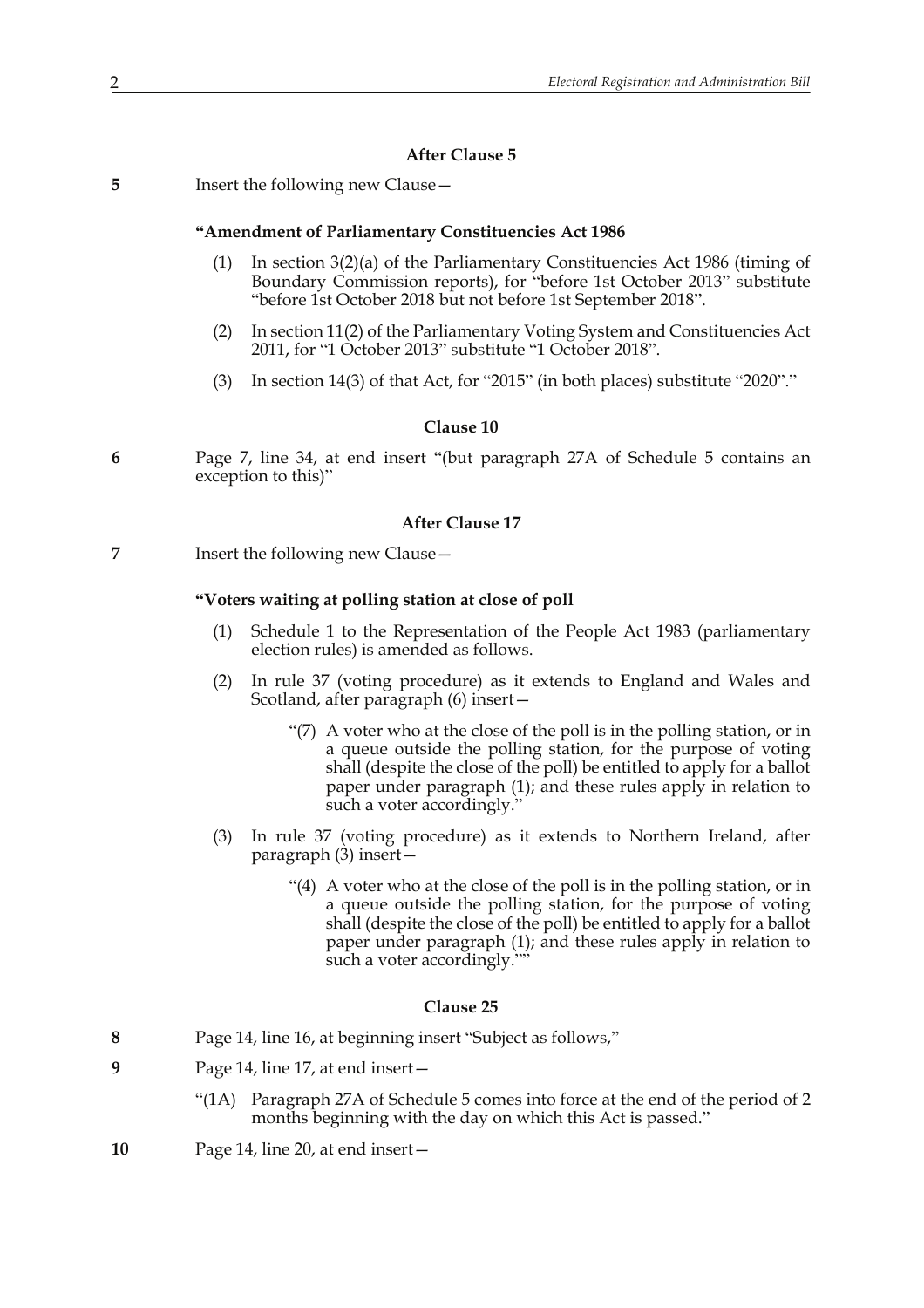### After Clause 5

**5** Insert the following new Clause—

**"Amendment of Parliamentary Constituencies Act 1986**

(1) In section 3(2)(a) of the Parliamentary Constituencies Act 1986 (timing of Boundary Commission reports), for "before 1st October 2013" substitute "before 1st October 2018 but not before 1st September 2018".

(2) In section 11(2) of the Parliamentary Voting System and Constituencies Act 2011, for "1 October 2013" substitute "1 October 2018".

(3) In section 14(3) of that Act, for "2015" (in both places) substitute "2020"."

### Clause 10

**6** Page 7, line 34, at end insert "(but paragraph 27A of Schedule 5 contains an exception to this)"

### After Clause 17

**7** Insert the following new Clause—

**"Voters waiting at polling station at close of poll**

(1) Schedule 1 to the Representation of the People Act 1983 (parliamentary election rules) is amended as follows.

(2) In rule 37 (voting procedure) as it extends to England and Wales and Scotland, after paragraph (6) insert—

"(7) A voter who at the close of the poll is in the polling station, or in a queue outside the polling station, for the purpose of voting shall (despite the close of the poll) be entitled to apply for a ballot paper under paragraph (1); and these rules apply in relation to such a voter accordingly."

(3) In rule 37 (voting procedure) as it extends to Northern Ireland, after paragraph (3) insert—

"(4) A voter who at the close of the poll is in the polling station, or in a queue outside the polling station, for the purpose of voting shall (despite the close of the poll) be entitled to apply for a ballot paper under paragraph (1); and these rules apply in relation to such a voter accordingly.""

### Clause 25

**8** Page 14, line 16, at beginning insert "Subject as follows,"

**9** Page 14, line 17, at end insert—

"(1A) Paragraph 27A of Schedule 5 comes into force at the end of the period of 2 months beginning with the day on which this Act is passed."

**10** Page 14, line 20, at end insert—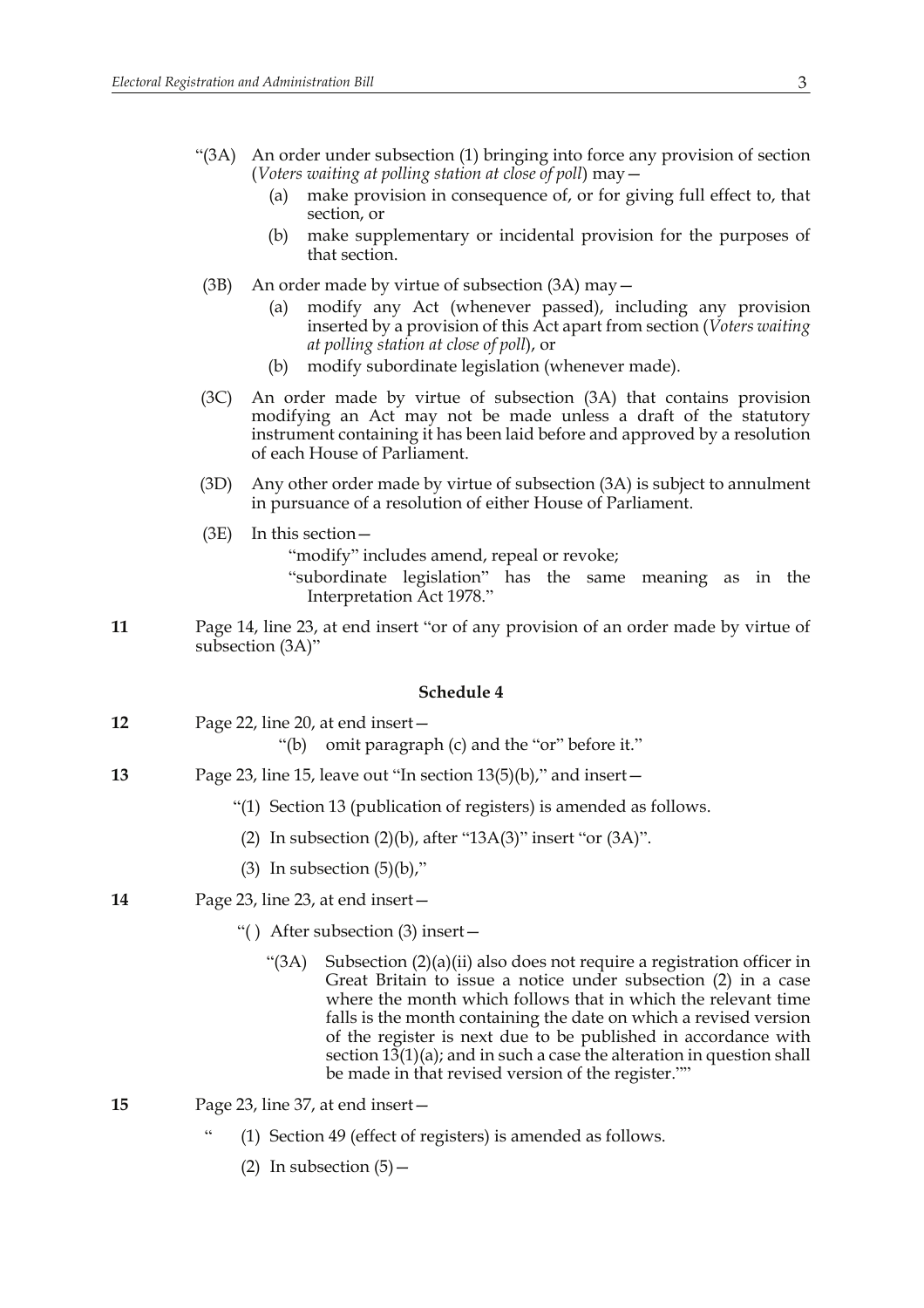"(3A) An order under subsection (1) bringing into force any provision of section (*Voters waiting at polling station at close of poll*) may—

(a) make provision in consequence of, or for giving full effect to, that section, or

(b) make supplementary or incidental provision for the purposes of that section.

(3B) An order made by virtue of subsection (3A) may—

(a) modify any Act (whenever passed), including any provision inserted by a provision of this Act apart from section (*Voters waiting at polling station at close of poll*), or

(b) modify subordinate legislation (whenever made).

(3C) An order made by virtue of subsection (3A) that contains provision modifying an Act may not be made unless a draft of the statutory instrument containing it has been laid before and approved by a resolution of each House of Parliament.

(3D) Any other order made by virtue of subsection (3A) is subject to annulment in pursuance of a resolution of either House of Parliament.

(3E) In this section—

"modify" includes amend, repeal or revoke;

"subordinate legislation" has the same meaning as in the Interpretation Act 1978."

**11** Page 14, line 23, at end insert "or of any provision of an order made by virtue of subsection (3A)"

### Schedule 4

**12** Page 22, line 20, at end insert—

"(b) omit paragraph (c) and the "or" before it."

**13** Page 23, line 15, leave out "In section 13(5)(b)," and insert—

"(1) Section 13 (publication of registers) is amended as follows.

(2) In subsection (2)(b), after "13A(3)" insert "or (3A)".

(3) In subsection (5)(b),"

**14** Page 23, line 23, at end insert—

"( ) After subsection (3) insert—

"(3A) Subsection (2)(a)(ii) also does not require a registration officer in Great Britain to issue a notice under subsection (2) in a case where the month which follows that in which the relevant time falls is the month containing the date on which a revised version of the register is next due to be published in accordance with section 13(1)(a); and in such a case the alteration in question shall be made in that revised version of the register.""

**15** Page 23, line 37, at end insert—

" (1) Section 49 (effect of registers) is amended as follows.

(2) In subsection (5)—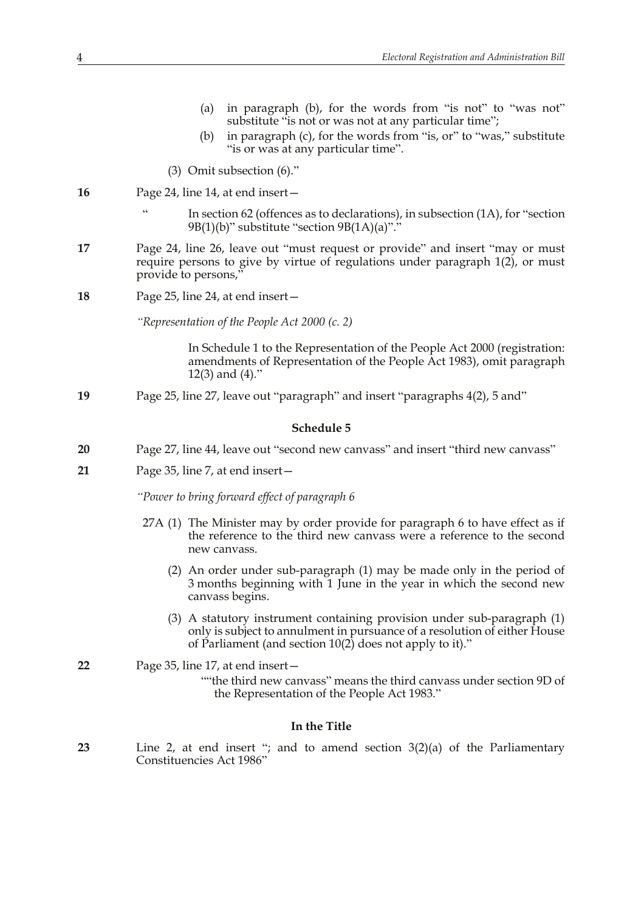(a) in paragraph (b), for the words from "is not" to "was not" substitute "is not or was not at any particular time";

(b) in paragraph (c), for the words from "is, or" to "was," substitute "is or was at any particular time".

(3) Omit subsection (6)."

**16** Page 24, line 14, at end insert—

" In section 62 (offences as to declarations), in subsection (1A), for "section 9B(1)(b)" substitute "section 9B(1A)(a)"."

**17** Page 24, line 26, leave out "must request or provide" and insert "may or must require persons to give by virtue of regulations under paragraph 1(2), or must provide to persons,"

**18** Page 25, line 24, at end insert—

*"Representation of the People Act 2000 (c. 2)*

In Schedule 1 to the Representation of the People Act 2000 (registration: amendments of Representation of the People Act 1983), omit paragraph 12(3) and (4)."

**19** Page 25, line 27, leave out "paragraph" and insert "paragraphs 4(2), 5 and"

### Schedule 5

**20** Page 27, line 44, leave out "second new canvass" and insert "third new canvass"

**21** Page 35, line 7, at end insert—

*"Power to bring forward effect of paragraph 6*

27A (1) The Minister may by order provide for paragraph 6 to have effect as if the reference to the third new canvass were a reference to the second new canvass.

(2) An order under sub-paragraph (1) may be made only in the period of 3 months beginning with 1 June in the year in which the second new canvass begins.

(3) A statutory instrument containing provision under sub-paragraph (1) only is subject to annulment in pursuance of a resolution of either House of Parliament (and section 10(2) does not apply to it)."

**22** Page 35, line 17, at end insert—

""the third new canvass" means the third canvass under section 9D of the Representation of the People Act 1983."

### In the Title

**23** Line 2, at end insert "; and to amend section 3(2)(a) of the Parliamentary Constituencies Act 1986"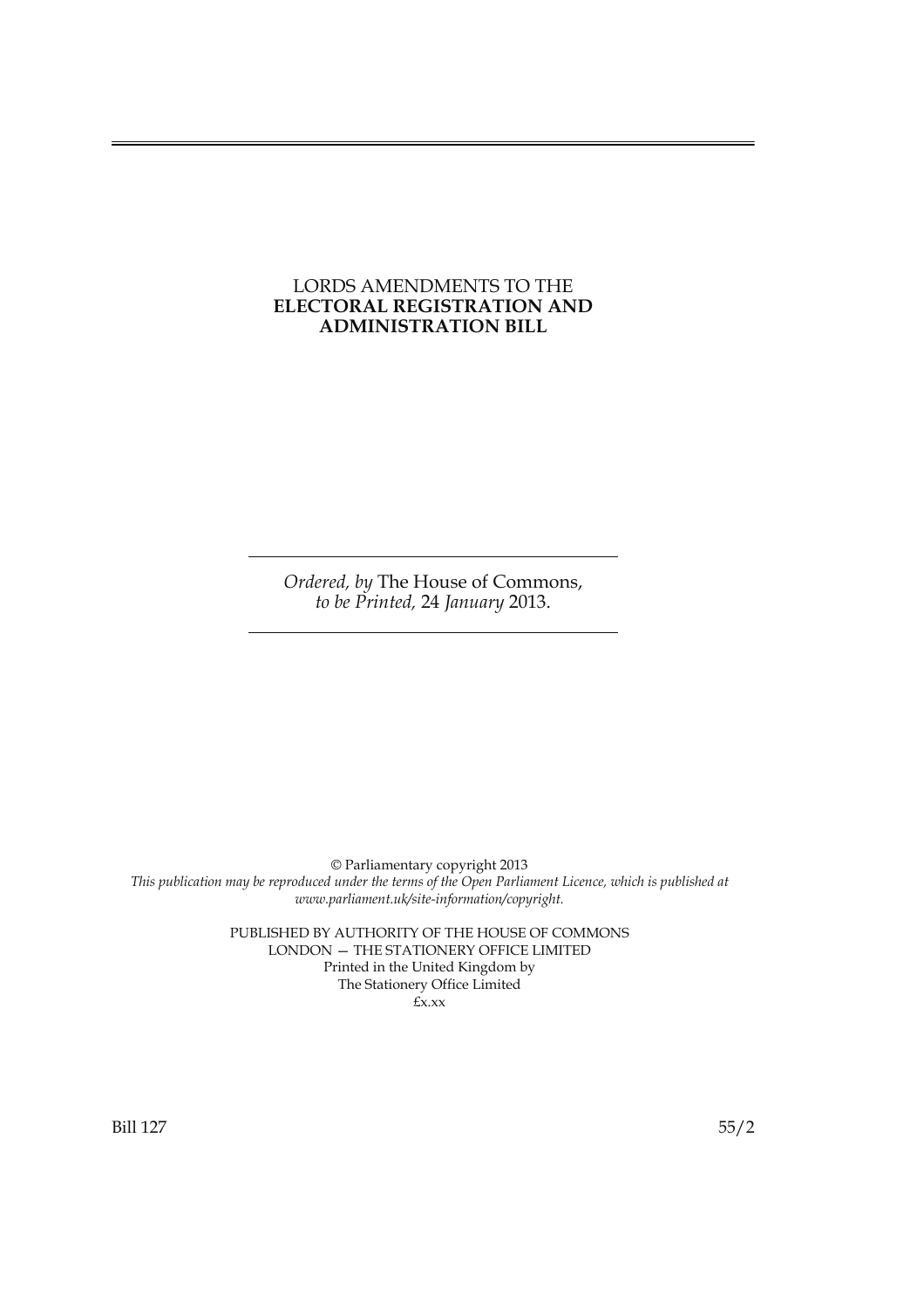LORDS AMENDMENTS TO THE
**ELECTORAL REGISTRATION AND ADMINISTRATION BILL**

---

*Ordered, by* The House of Commons,
*to be Printed,* 24 *January* 2013.

---

© Parliamentary copyright 2013
*This publication may be reproduced under the terms of the Open Parliament Licence, which is published at www.parliament.uk/site-information/copyright.*

PUBLISHED BY AUTHORITY OF THE HOUSE OF COMMONS
LONDON — THE STATIONERY OFFICE LIMITED
Printed in the United Kingdom by
The Stationery Office Limited
£x.xx

Bill 127 55/2